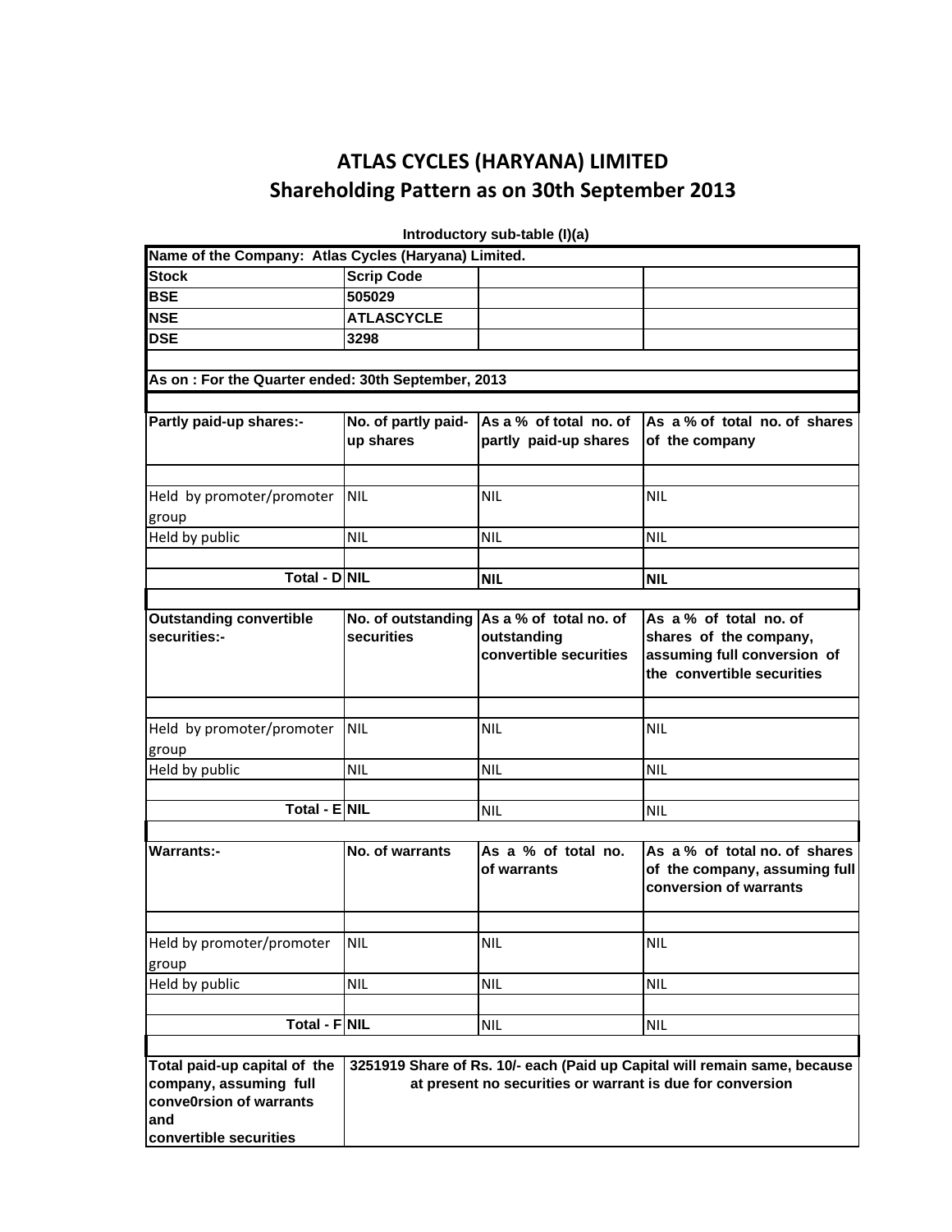# ATLAS CYCLES (HARYANA) LIMITED
## Shareholding Pattern as on 30th September 2013

**Introductory sub-table (I)(a)**

| Name of the Company: Atlas Cycles (Haryana) Limited. | | | |
|---|---|---|---|
| **Stock** | **Scrip Code** | | |
| **BSE** | **505029** | | |
| **NSE** | **ATLASCYCLE** | | |
| **DSE** | **3298** | | |
| | | | |
| **As on : For the Quarter ended: 30th September, 2013** | | | |
| | | | |
| **Partly paid-up shares:-** | **No. of partly paid-up shares** | **As a % of total no. of partly paid-up shares** | **As a % of total no. of shares of the company** |
| | | | |
| Held by promoter/promoter group | NIL | NIL | NIL |
| Held by public | NIL | NIL | NIL |
| | | | |
| **Total - D** | **NIL** | **NIL** | **NIL** |
| | | | |
| **Outstanding convertible securities:-** | **No. of outstanding securities** | **As a % of total no. of outstanding convertible securities** | **As a % of total no. of shares of the company, assuming full conversion of the convertible securities** |
| | | | |
| Held by promoter/promoter group | NIL | NIL | NIL |
| Held by public | NIL | NIL | NIL |
| | | | |
| **Total - E** | **NIL** | NIL | NIL |
| | | | |
| **Warrants:-** | **No. of warrants** | **As a % of total no. of warrants** | **As a % of total no. of shares of the company, assuming full conversion of warrants** |
| | | | |
| Held by promoter/promoter group | NIL | NIL | NIL |
| Held by public | NIL | NIL | NIL |
| | | | |
| **Total - F** | **NIL** | NIL | NIL |
| | | | |
| **Total paid-up capital of the company, assuming full conve0rsion of warrants and convertible securities** | **3251919 Share of Rs. 10/- each (Paid up Capital will remain same, because at present no securities or warrant is due for conversion** | | |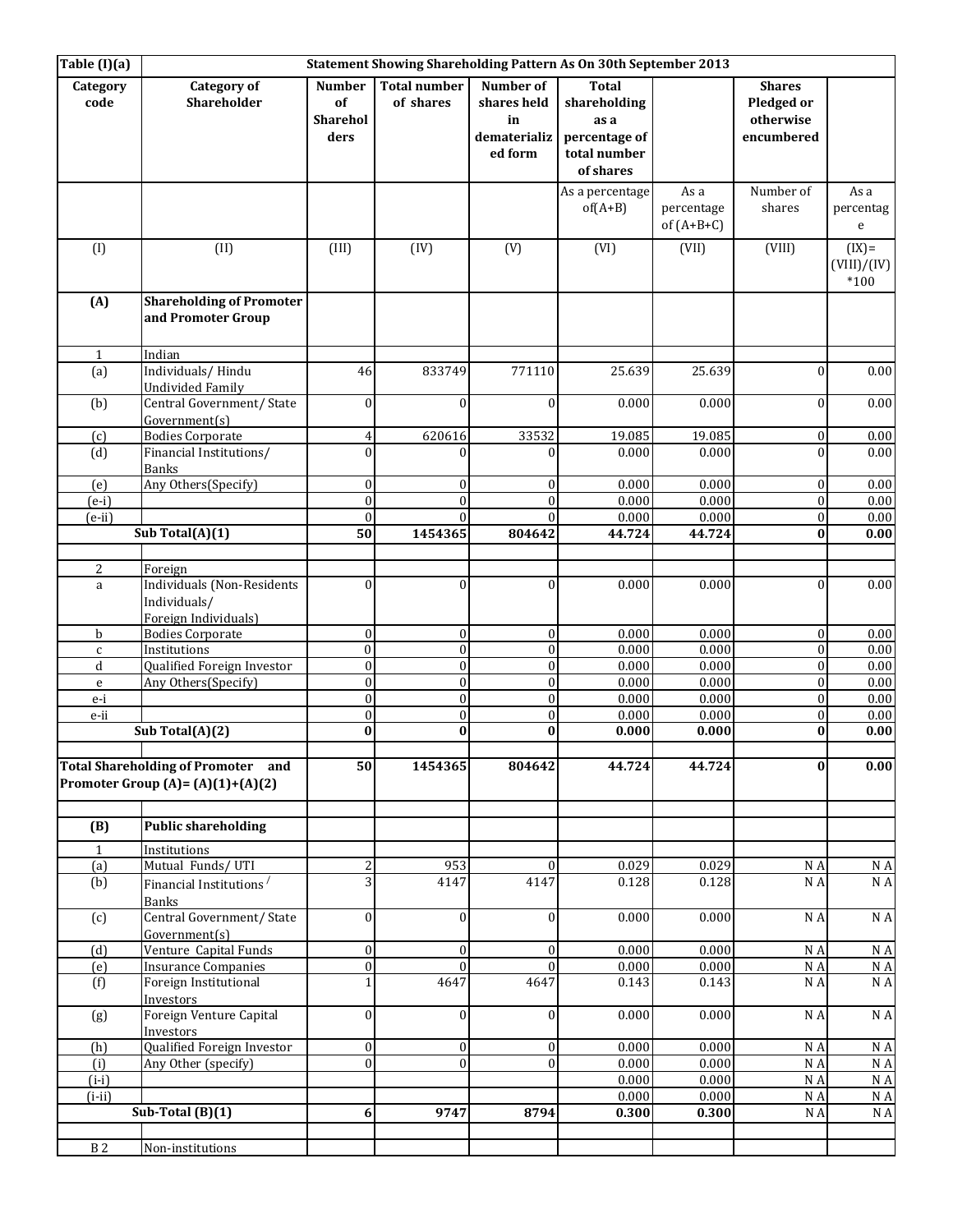| Table (I)(a) | Statement Showing Shareholding Pattern As On 30th September 2013 | | | | | | | |
|---|---|---|---|---|---|---|---|---|
| **Category code** | **Category of Shareholder** | **Number of Shareholders** | **Total number of shares** | **Number of shares held in dematerialized form** | **Total shareholding as a percentage of total number of shares** | | **Shares Pledged or otherwise encumbered** | |
| | | | | | As a percentage of(A+B) | As a percentage of (A+B+C) | Number of shares | As a percentage |
| (I) | (II) | (III) | (IV) | (V) | (VI) | (VII) | (VIII) | (IX)= (VIII)/(IV) *100 |
| **(A)** | **Shareholding of Promoter and Promoter Group** | | | | | | | |
| 1 | Indian | | | | | | | |
| (a) | Individuals/ Hindu Undivided Family | 46 | 833749 | 771110 | 25.639 | 25.639 | 0 | 0.00 |
| (b) | Central Government/ State Government(s) | 0 | 0 | 0 | 0.000 | 0.000 | 0 | 0.00 |
| (c) | Bodies Corporate | 4 | 620616 | 33532 | 19.085 | 19.085 | 0 | 0.00 |
| (d) | Financial Institutions/ Banks | 0 | 0 | 0 | 0.000 | 0.000 | 0 | 0.00 |
| (e) | Any Others(Specify) | 0 | 0 | 0 | 0.000 | 0.000 | 0 | 0.00 |
| (e-i) | | 0 | 0 | 0 | 0.000 | 0.000 | 0 | 0.00 |
| (e-ii) | | 0 | 0 | 0 | 0.000 | 0.000 | 0 | 0.00 |
| | **Sub Total(A)(1)** | **50** | **1454365** | **804642** | **44.724** | **44.724** | **0** | **0.00** |
| 2 | Foreign | | | | | | | |
| a | Individuals (Non-Residents Individuals/ Foreign Individuals) | 0 | 0 | 0 | 0.000 | 0.000 | 0 | 0.00 |
| b | Bodies Corporate | 0 | 0 | 0 | 0.000 | 0.000 | 0 | 0.00 |
| c | Institutions | 0 | 0 | 0 | 0.000 | 0.000 | 0 | 0.00 |
| d | Qualified Foreign Investor | 0 | 0 | 0 | 0.000 | 0.000 | 0 | 0.00 |
| e | Any Others(Specify) | 0 | 0 | 0 | 0.000 | 0.000 | 0 | 0.00 |
| e-i | | 0 | 0 | 0 | 0.000 | 0.000 | 0 | 0.00 |
| e-ii | | 0 | 0 | 0 | 0.000 | 0.000 | 0 | 0.00 |
| | **Sub Total(A)(2)** | **0** | **0** | **0** | **0.000** | **0.000** | **0** | **0.00** |
| **Total Shareholding of Promoter and Promoter Group (A)= (A)(1)+(A)(2)** | | **50** | **1454365** | **804642** | **44.724** | **44.724** | **0** | **0.00** |
| **(B)** | **Public shareholding** | | | | | | | |
| 1 | Institutions | | | | | | | |
| (a) | Mutual Funds/ UTI | 2 | 953 | 0 | 0.029 | 0.029 | N A | N A |
| (b) | Financial Institutions / Banks | 3 | 4147 | 4147 | 0.128 | 0.128 | N A | N A |
| (c) | Central Government/ State Government(s) | 0 | 0 | 0 | 0.000 | 0.000 | N A | N A |
| (d) | Venture Capital Funds | 0 | 0 | 0 | 0.000 | 0.000 | N A | N A |
| (e) | Insurance Companies | 0 | 0 | 0 | 0.000 | 0.000 | N A | N A |
| (f) | Foreign Institutional Investors | 1 | 4647 | 4647 | 0.143 | 0.143 | N A | N A |
| (g) | Foreign Venture Capital Investors | 0 | 0 | 0 | 0.000 | 0.000 | N A | N A |
| (h) | Qualified Foreign Investor | 0 | 0 | 0 | 0.000 | 0.000 | N A | N A |
| (i) | Any Other (specify) | 0 | 0 | 0 | 0.000 | 0.000 | N A | N A |
| (i-i) | | | | | 0.000 | 0.000 | N A | N A |
| (i-ii) | | | | | 0.000 | 0.000 | N A | N A |
| | **Sub-Total (B)(1)** | **6** | **9747** | **8794** | **0.300** | **0.300** | N A | N A |
| B 2 | Non-institutions | | | | | | | |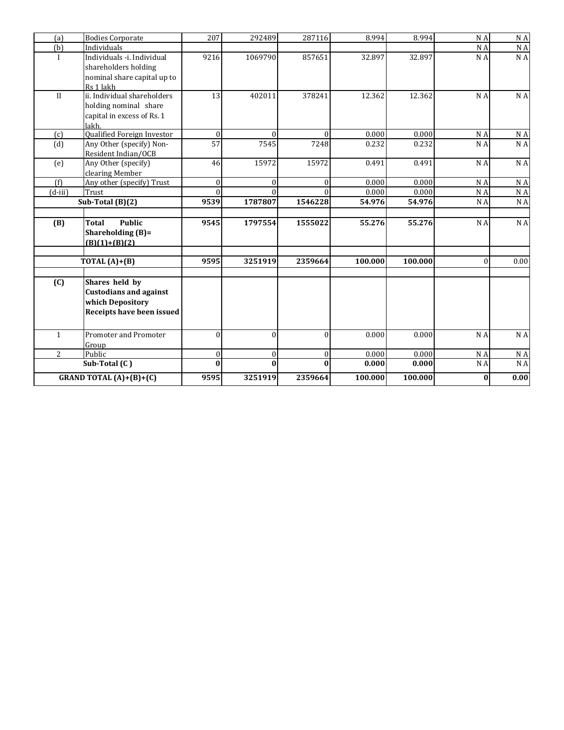| (a) | Bodies Corporate | 207 | 292489 | 287116 | 8.994 | 8.994 | N A | N A |
|---|---|---|---|---|---|---|---|---|
| (b) | Individuals | | | | | | N A | N A |
| I | Individuals -i. Individual shareholders holding nominal share capital up to Rs 1 lakh | 9216 | 1069790 | 857651 | 32.897 | 32.897 | N A | N A |
| II | ii. Individual shareholders holding nominal share capital in excess of Rs. 1 lakh. | 13 | 402011 | 378241 | 12.362 | 12.362 | N A | N A |
| (c) | Qualified Foreign Investor | 0 | 0 | 0 | 0.000 | 0.000 | N A | N A |
| (d) | Any Other (specify) Non-Resident Indian/OCB | 57 | 7545 | 7248 | 0.232 | 0.232 | N A | N A |
| (e) | Any Other (specify) clearing Member | 46 | 15972 | 15972 | 0.491 | 0.491 | N A | N A |
| (f) | Any other (specify) Trust | 0 | 0 | 0 | 0.000 | 0.000 | N A | N A |
| (d-iii) | Trust | 0 | 0 | 0 | 0.000 | 0.000 | N A | N A |
| **Sub-Total (B)(2)** | | **9539** | **1787807** | **1546228** | **54.976** | **54.976** | N A | N A |
| | | | | | | | | |
| **(B)** | **Total Public Shareholding (B)= (B)(1)+(B)(2)** | **9545** | **1797554** | **1555022** | **55.276** | **55.276** | N A | N A |
| | | | | | | | | |
| **TOTAL (A)+(B)** | | **9595** | **3251919** | **2359664** | **100.000** | **100.000** | 0 | 0.00 |
| | | | | | | | | |
| **(C)** | **Shares held by Custodians and against which Depository Receipts have been issued** | | | | | | | |
| 1 | Promoter and Promoter Group | 0 | 0 | 0 | 0.000 | 0.000 | N A | N A |
| 2 | Public | 0 | 0 | 0 | 0.000 | 0.000 | N A | N A |
| **Sub-Total (C )** | | **0** | **0** | **0** | **0.000** | **0.000** | N A | N A |
| **GRAND TOTAL (A)+(B)+(C)** | | **9595** | **3251919** | **2359664** | **100.000** | **100.000** | **0** | **0.00** |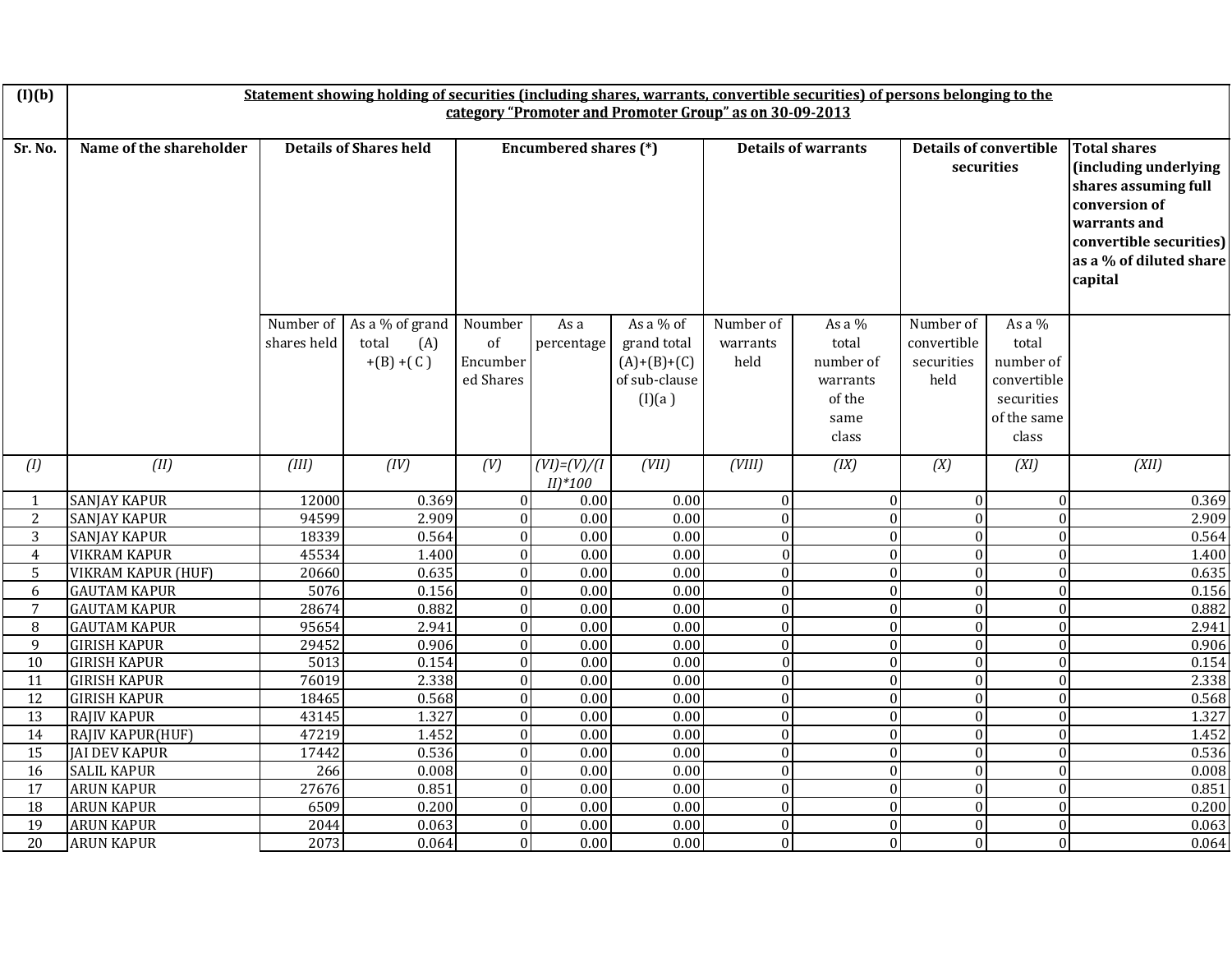| (I)(b) | Statement showing holding of securities (including shares, warrants, convertible securities) of persons belonging to the category "Promoter and Promoter Group" as on 30-09-2013 | | | | | | | | | | |
|---|---|---|---|---|---|---|---|---|---|---|---|
| Sr. No. | Name of the shareholder | Details of Shares held | | Encumbered shares (*) | | | Details of warrants | | Details of convertible securities | | Total shares (including underlying shares assuming full conversion of warrants and convertible securities) as a % of diluted share capital |
| | | Number of shares held | As a % of grand total (A) +(B) +( C ) | Noumber of Encumbered Shares | As a percentage | As a % of grand total (A)+(B)+(C) of sub-clause (I)(a ) | Number of warrants held | As a % total number of warrants of the same class | Number of convertible securities held | As a % total number of convertible securities of the same class | |
| *(I)* | *(II)* | *(III)* | *(IV)* | *(V)* | *(VI)=(V)/(III)\*100* | *(VII)* | *(VIII)* | *(IX)* | *(X)* | *(XI)* | *(XII)* |
| 1 | SANJAY KAPUR | 12000 | 0.369 | 0 | 0.00 | 0.00 | 0 | 0 | 0 | 0 | 0.369 |
| 2 | SANJAY KAPUR | 94599 | 2.909 | 0 | 0.00 | 0.00 | 0 | 0 | 0 | 0 | 2.909 |
| 3 | SANJAY KAPUR | 18339 | 0.564 | 0 | 0.00 | 0.00 | 0 | 0 | 0 | 0 | 0.564 |
| 4 | VIKRAM KAPUR | 45534 | 1.400 | 0 | 0.00 | 0.00 | 0 | 0 | 0 | 0 | 1.400 |
| 5 | VIKRAM KAPUR (HUF) | 20660 | 0.635 | 0 | 0.00 | 0.00 | 0 | 0 | 0 | 0 | 0.635 |
| 6 | GAUTAM KAPUR | 5076 | 0.156 | 0 | 0.00 | 0.00 | 0 | 0 | 0 | 0 | 0.156 |
| 7 | GAUTAM KAPUR | 28674 | 0.882 | 0 | 0.00 | 0.00 | 0 | 0 | 0 | 0 | 0.882 |
| 8 | GAUTAM KAPUR | 95654 | 2.941 | 0 | 0.00 | 0.00 | 0 | 0 | 0 | 0 | 2.941 |
| 9 | GIRISH KAPUR | 29452 | 0.906 | 0 | 0.00 | 0.00 | 0 | 0 | 0 | 0 | 0.906 |
| 10 | GIRISH KAPUR | 5013 | 0.154 | 0 | 0.00 | 0.00 | 0 | 0 | 0 | 0 | 0.154 |
| 11 | GIRISH KAPUR | 76019 | 2.338 | 0 | 0.00 | 0.00 | 0 | 0 | 0 | 0 | 2.338 |
| 12 | GIRISH KAPUR | 18465 | 0.568 | 0 | 0.00 | 0.00 | 0 | 0 | 0 | 0 | 0.568 |
| 13 | RAJIV KAPUR | 43145 | 1.327 | 0 | 0.00 | 0.00 | 0 | 0 | 0 | 0 | 1.327 |
| 14 | RAJIV KAPUR(HUF) | 47219 | 1.452 | 0 | 0.00 | 0.00 | 0 | 0 | 0 | 0 | 1.452 |
| 15 | JAI DEV KAPUR | 17442 | 0.536 | 0 | 0.00 | 0.00 | 0 | 0 | 0 | 0 | 0.536 |
| 16 | SALIL KAPUR | 266 | 0.008 | 0 | 0.00 | 0.00 | 0 | 0 | 0 | 0 | 0.008 |
| 17 | ARUN KAPUR | 27676 | 0.851 | 0 | 0.00 | 0.00 | 0 | 0 | 0 | 0 | 0.851 |
| 18 | ARUN KAPUR | 6509 | 0.200 | 0 | 0.00 | 0.00 | 0 | 0 | 0 | 0 | 0.200 |
| 19 | ARUN KAPUR | 2044 | 0.063 | 0 | 0.00 | 0.00 | 0 | 0 | 0 | 0 | 0.063 |
| 20 | ARUN KAPUR | 2073 | 0.064 | 0 | 0.00 | 0.00 | 0 | 0 | 0 | 0 | 0.064 |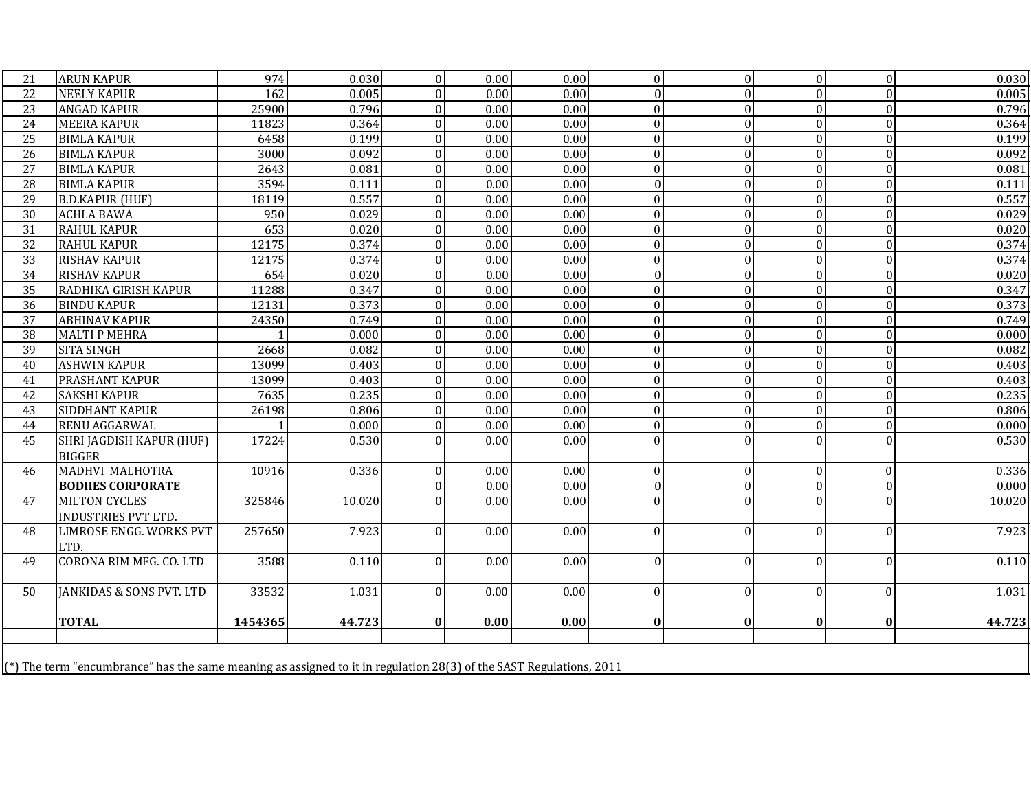| | | | | | | | | | | | |
|---|---|---|---|---|---|---|---|---|---|---|---|
| 21 | ARUN KAPUR | 974 | 0.030 | 0 | 0.00 | 0.00 | 0 | 0 | 0 | 0 | 0.030 |
| 22 | NEELY KAPUR | 162 | 0.005 | 0 | 0.00 | 0.00 | 0 | 0 | 0 | 0 | 0.005 |
| 23 | ANGAD KAPUR | 25900 | 0.796 | 0 | 0.00 | 0.00 | 0 | 0 | 0 | 0 | 0.796 |
| 24 | MEERA KAPUR | 11823 | 0.364 | 0 | 0.00 | 0.00 | 0 | 0 | 0 | 0 | 0.364 |
| 25 | BIMLA KAPUR | 6458 | 0.199 | 0 | 0.00 | 0.00 | 0 | 0 | 0 | 0 | 0.199 |
| 26 | BIMLA KAPUR | 3000 | 0.092 | 0 | 0.00 | 0.00 | 0 | 0 | 0 | 0 | 0.092 |
| 27 | BIMLA KAPUR | 2643 | 0.081 | 0 | 0.00 | 0.00 | 0 | 0 | 0 | 0 | 0.081 |
| 28 | BIMLA KAPUR | 3594 | 0.111 | 0 | 0.00 | 0.00 | 0 | 0 | 0 | 0 | 0.111 |
| 29 | B.D.KAPUR (HUF) | 18119 | 0.557 | 0 | 0.00 | 0.00 | 0 | 0 | 0 | 0 | 0.557 |
| 30 | ACHLA BAWA | 950 | 0.029 | 0 | 0.00 | 0.00 | 0 | 0 | 0 | 0 | 0.029 |
| 31 | RAHUL KAPUR | 653 | 0.020 | 0 | 0.00 | 0.00 | 0 | 0 | 0 | 0 | 0.020 |
| 32 | RAHUL KAPUR | 12175 | 0.374 | 0 | 0.00 | 0.00 | 0 | 0 | 0 | 0 | 0.374 |
| 33 | RISHAV KAPUR | 12175 | 0.374 | 0 | 0.00 | 0.00 | 0 | 0 | 0 | 0 | 0.374 |
| 34 | RISHAV KAPUR | 654 | 0.020 | 0 | 0.00 | 0.00 | 0 | 0 | 0 | 0 | 0.020 |
| 35 | RADHIKA GIRISH KAPUR | 11288 | 0.347 | 0 | 0.00 | 0.00 | 0 | 0 | 0 | 0 | 0.347 |
| 36 | BINDU KAPUR | 12131 | 0.373 | 0 | 0.00 | 0.00 | 0 | 0 | 0 | 0 | 0.373 |
| 37 | ABHINAV KAPUR | 24350 | 0.749 | 0 | 0.00 | 0.00 | 0 | 0 | 0 | 0 | 0.749 |
| 38 | MALTI P MEHRA | 1 | 0.000 | 0 | 0.00 | 0.00 | 0 | 0 | 0 | 0 | 0.000 |
| 39 | SITA SINGH | 2668 | 0.082 | 0 | 0.00 | 0.00 | 0 | 0 | 0 | 0 | 0.082 |
| 40 | ASHWIN KAPUR | 13099 | 0.403 | 0 | 0.00 | 0.00 | 0 | 0 | 0 | 0 | 0.403 |
| 41 | PRASHANT KAPUR | 13099 | 0.403 | 0 | 0.00 | 0.00 | 0 | 0 | 0 | 0 | 0.403 |
| 42 | SAKSHI KAPUR | 7635 | 0.235 | 0 | 0.00 | 0.00 | 0 | 0 | 0 | 0 | 0.235 |
| 43 | SIDDHANT KAPUR | 26198 | 0.806 | 0 | 0.00 | 0.00 | 0 | 0 | 0 | 0 | 0.806 |
| 44 | RENU AGGARWAL | 1 | 0.000 | 0 | 0.00 | 0.00 | 0 | 0 | 0 | 0 | 0.000 |
| 45 | SHRI JAGDISH KAPUR (HUF) BIGGER | 17224 | 0.530 | 0 | 0.00 | 0.00 | 0 | 0 | 0 | 0 | 0.530 |
| 46 | MADHVI MALHOTRA | 10916 | 0.336 | 0 | 0.00 | 0.00 | 0 | 0 | 0 | 0 | 0.336 |
| | **BODIIES CORPORATE** | | | 0 | 0.00 | 0.00 | 0 | 0 | 0 | 0 | 0.000 |
| 47 | MILTON CYCLES INDUSTRIES PVT LTD. | 325846 | 10.020 | 0 | 0.00 | 0.00 | 0 | 0 | 0 | 0 | 10.020 |
| 48 | LIMROSE ENGG. WORKS PVT LTD. | 257650 | 7.923 | 0 | 0.00 | 0.00 | 0 | 0 | 0 | 0 | 7.923 |
| 49 | CORONA RIM MFG. CO. LTD | 3588 | 0.110 | 0 | 0.00 | 0.00 | 0 | 0 | 0 | 0 | 0.110 |
| 50 | JANKIDAS & SONS PVT. LTD | 33532 | 1.031 | 0 | 0.00 | 0.00 | 0 | 0 | 0 | 0 | 1.031 |
| | **TOTAL** | **1454365** | **44.723** | **0** | **0.00** | **0.00** | **0** | **0** | **0** | **0** | **44.723** |

(*) The term “encumbrance” has the same meaning as assigned to it in regulation 28(3) of the SAST Regulations, 2011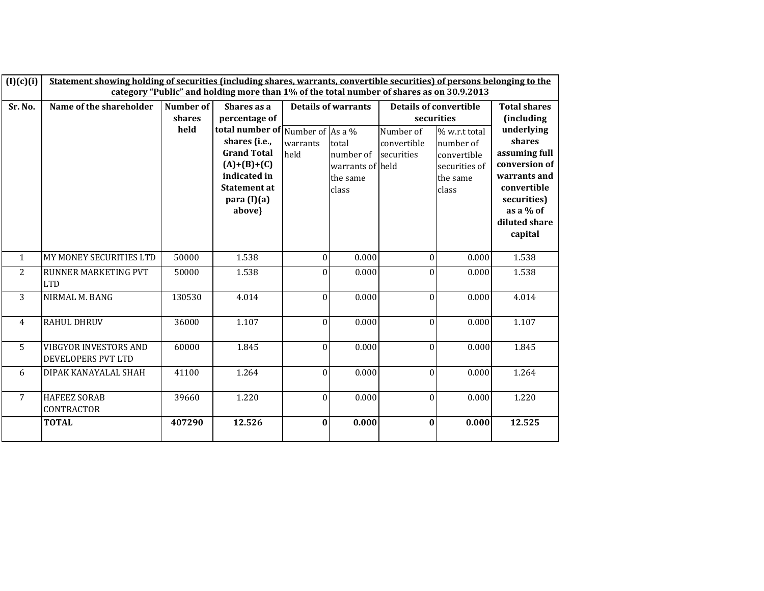| (I)(c)(i) | Statement showing holding of securities (including shares, warrants, convertible securities) of persons belonging to the category "Public" and holding more than 1% of the total number of shares as on 30.9.2013 | | | | | | | |
|---|---|---|---|---|---|---|---|---|
| Sr. No. | Name of the shareholder | Number of shares held | Shares as a percentage of total number of shares {i.e., Grand Total (A)+(B)+(C) indicated in Statement at para (I)(a) above} | Details of warrants | | Details of convertible securities | | Total shares (including underlying shares assuming full conversion of warrants and convertible securities) as a % of diluted share capital |
| | | | | Number of warrants held | As a % total number of warrants of the same class | Number of convertible securities held | % w.r.t total number of convertible securities of the same class | |
| 1 | MY MONEY SECURITIES LTD | 50000 | 1.538 | 0 | 0.000 | 0 | 0.000 | 1.538 |
| 2 | RUNNER MARKETING PVT LTD | 50000 | 1.538 | 0 | 0.000 | 0 | 0.000 | 1.538 |
| 3 | NIRMAL M. BANG | 130530 | 4.014 | 0 | 0.000 | 0 | 0.000 | 4.014 |
| 4 | RAHUL DHRUV | 36000 | 1.107 | 0 | 0.000 | 0 | 0.000 | 1.107 |
| 5 | VIBGYOR INVESTORS AND DEVELOPERS PVT LTD | 60000 | 1.845 | 0 | 0.000 | 0 | 0.000 | 1.845 |
| 6 | DIPAK KANAYALAL SHAH | 41100 | 1.264 | 0 | 0.000 | 0 | 0.000 | 1.264 |
| 7 | HAFEEZ SORAB CONTRACTOR | 39660 | 1.220 | 0 | 0.000 | 0 | 0.000 | 1.220 |
| | **TOTAL** | **407290** | **12.526** | **0** | **0.000** | **0** | **0.000** | **12.525** |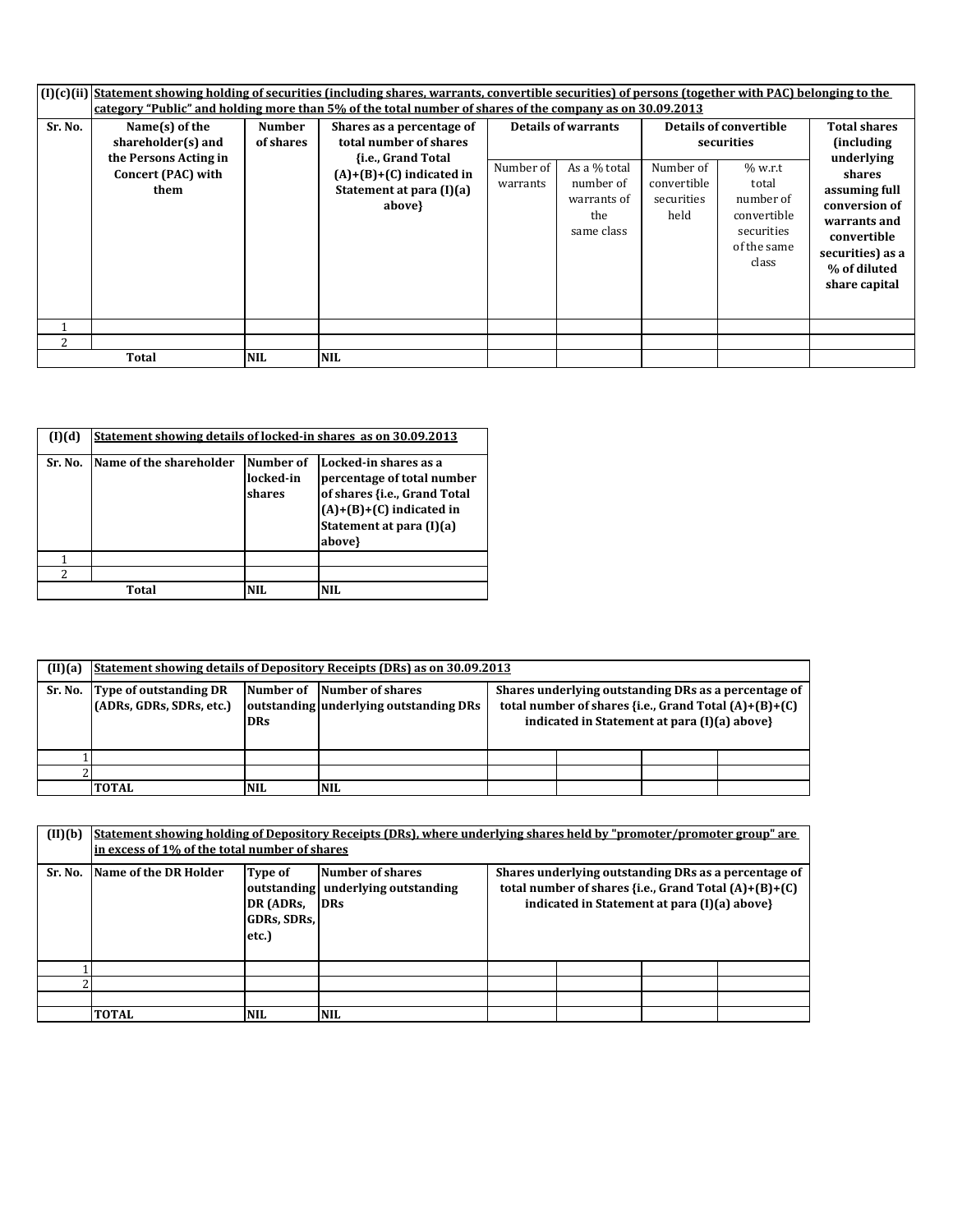| (I)(c)(ii) | Statement showing holding of securities (including shares, warrants, convertible securities) of persons (together with PAC) belonging to the category "Public" and holding more than 5% of the total number of shares of the company as on 30.09.2013 | | | | | | | |
|---|---|---|---|---|---|---|---|---|
| Sr. No. | Name(s) of the shareholder(s) and the Persons Acting in Concert (PAC) with them | Number of shares | Shares as a percentage of total number of shares {i.e., Grand Total (A)+(B)+(C) indicated in Statement at para (I)(a) above} | Details of warrants | | Details of convertible securities | | Total shares (including underlying shares assuming full conversion of warrants and convertible securities) as a % of diluted share capital |
| | | | | Number of warrants | As a % total number of warrants of the same class | Number of convertible securities held | % w.r.t total number of convertible securities of the same class | |
| 1 | | | | | | | | |
| 2 | | | | | | | | |
| Total | | NIL | NIL | | | | | |

| (I)(d) | Statement showing details of locked-in shares as on 30.09.2013 | | |
|---|---|---|---|
| Sr. No. | Name of the shareholder | Number of locked-in shares | Locked-in shares as a percentage of total number of shares {i.e., Grand Total (A)+(B)+(C) indicated in Statement at para (I)(a) above} |
| 1 | | | |
| 2 | | | |
| Total | | NIL | NIL |

| (II)(a) | Statement showing details of Depository Receipts (DRs) as on 30.09.2013 | | | | | | |
|---|---|---|---|---|---|---|---|
| Sr. No. | Type of outstanding DR (ADRs, GDRs, SDRs, etc.) | Number of outstanding DRs | Number of shares underlying outstanding DRs | Shares underlying outstanding DRs as a percentage of total number of shares {i.e., Grand Total (A)+(B)+(C) indicated in Statement at para (I)(a) above} | | | |
| 1 | | | | | | | |
| 2 | | | | | | | |
| | TOTAL | NIL | NIL | | | | |

| (II)(b) | Statement showing holding of Depository Receipts (DRs), where underlying shares held by "promoter/promoter group" are in excess of 1% of the total number of shares | | | | | | |
|---|---|---|---|---|---|---|---|
| Sr. No. | Name of the DR Holder | Type of outstanding DR (ADRs, GDRs, SDRs, etc.) | Number of shares underlying outstanding DRs | Shares underlying outstanding DRs as a percentage of total number of shares {i.e., Grand Total (A)+(B)+(C) indicated in Statement at para (I)(a) above} | | | |
| 1 | | | | | | | |
| 2 | | | | | | | |
| | | | | | | | |
| | TOTAL | NIL | NIL | | | | |